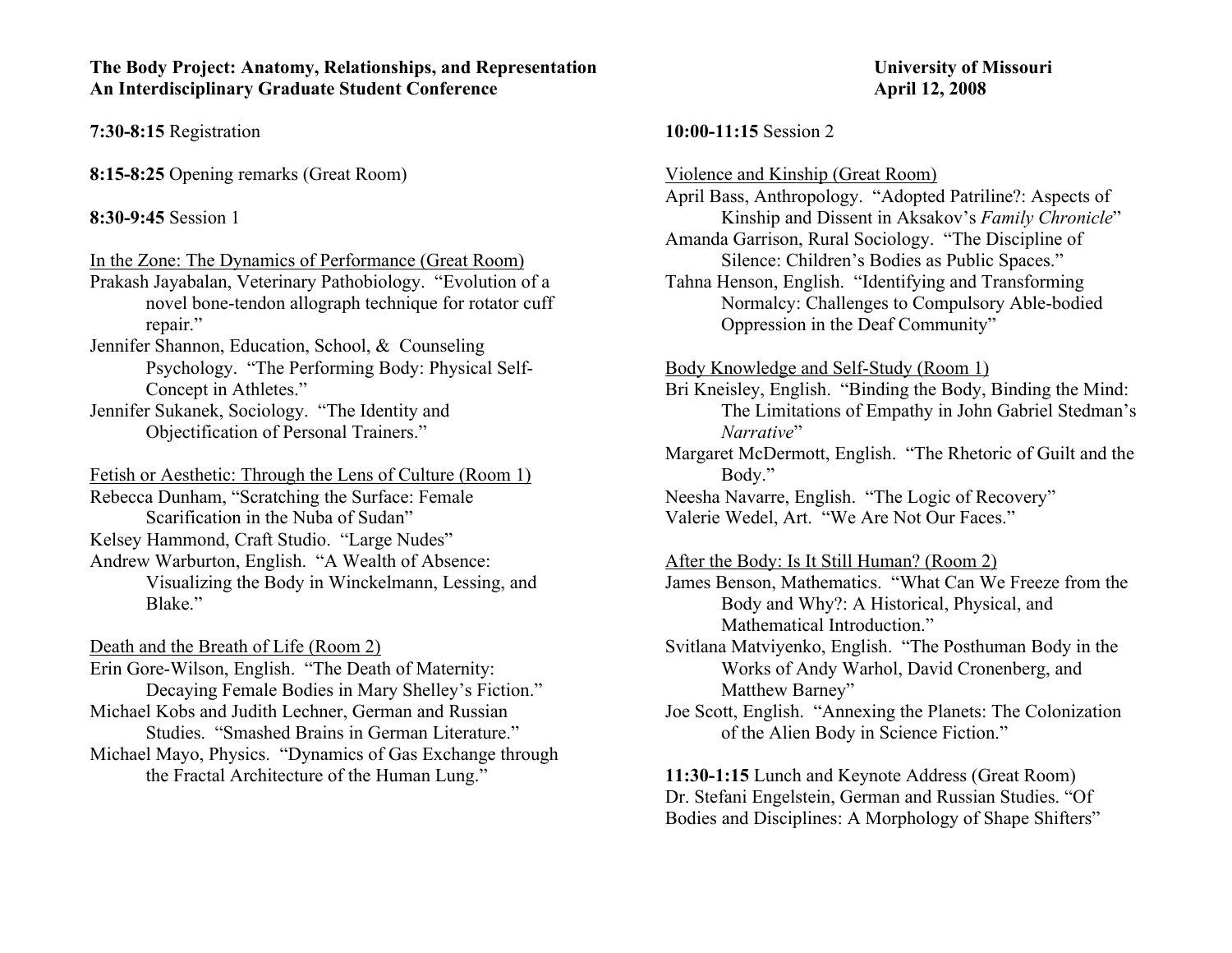**The Body Project: Anatomy, Relationships, and Representation**
**An Interdisciplinary Graduate Student Conference**

**University of Missouri**
**April 12, 2008**

**7:30-8:15** Registration

**8:15-8:25** Opening remarks (Great Room)

**8:30-9:45** Session 1

In the Zone: The Dynamics of Performance (Great Room)

Prakash Jayabalan, Veterinary Pathobiology. "Evolution of a novel bone-tendon allograph technique for rotator cuff repair."

Jennifer Shannon, Education, School, & Counseling Psychology. "The Performing Body: Physical Self-Concept in Athletes."

Jennifer Sukanek, Sociology. "The Identity and Objectification of Personal Trainers."

Fetish or Aesthetic: Through the Lens of Culture (Room 1)

Rebecca Dunham, "Scratching the Surface: Female Scarification in the Nuba of Sudan"

Kelsey Hammond, Craft Studio. "Large Nudes"

Andrew Warburton, English. "A Wealth of Absence: Visualizing the Body in Winckelmann, Lessing, and Blake."

Death and the Breath of Life (Room 2)

Erin Gore-Wilson, English. "The Death of Maternity: Decaying Female Bodies in Mary Shelley's Fiction."

Michael Kobs and Judith Lechner, German and Russian Studies. "Smashed Brains in German Literature."

Michael Mayo, Physics. "Dynamics of Gas Exchange through the Fractal Architecture of the Human Lung."

**10:00-11:15** Session 2

Violence and Kinship (Great Room)

April Bass, Anthropology. "Adopted Patriline?: Aspects of Kinship and Dissent in Aksakov's *Family Chronicle*"

Amanda Garrison, Rural Sociology. "The Discipline of Silence: Children's Bodies as Public Spaces."

Tahna Henson, English. "Identifying and Transforming Normalcy: Challenges to Compulsory Able-bodied Oppression in the Deaf Community"

Body Knowledge and Self-Study (Room 1)

Bri Kneisley, English. "Binding the Body, Binding the Mind: The Limitations of Empathy in John Gabriel Stedman's *Narrative*"

Margaret McDermott, English. "The Rhetoric of Guilt and the Body."

Neesha Navarre, English. "The Logic of Recovery"

Valerie Wedel, Art. "We Are Not Our Faces."

After the Body: Is It Still Human? (Room 2)

James Benson, Mathematics. "What Can We Freeze from the Body and Why?: A Historical, Physical, and Mathematical Introduction."

Svitlana Matviyenko, English. "The Posthuman Body in the Works of Andy Warhol, David Cronenberg, and Matthew Barney"

Joe Scott, English. "Annexing the Planets: The Colonization of the Alien Body in Science Fiction."

**11:30-1:15** Lunch and Keynote Address (Great Room)
Dr. Stefani Engelstein, German and Russian Studies. "Of Bodies and Disciplines: A Morphology of Shape Shifters"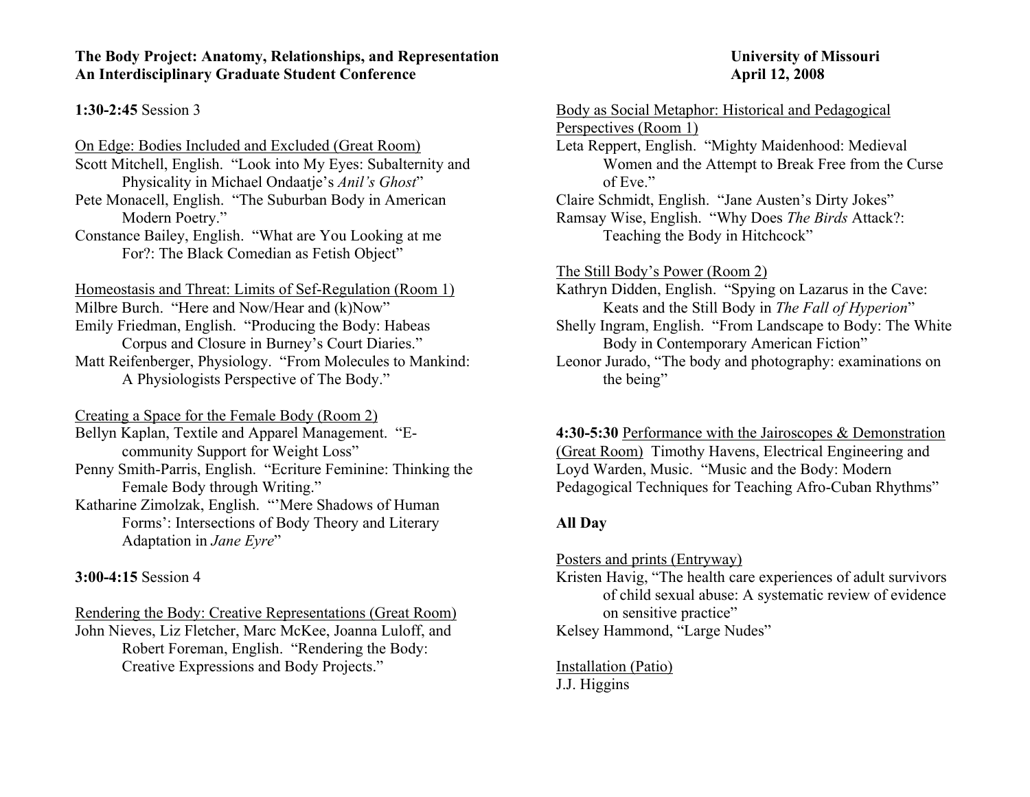**The Body Project: Anatomy, Relationships, and Representation**
**An Interdisciplinary Graduate Student Conference**

**University of Missouri**
**April 12, 2008**

**1:30-2:45** Session 3

On Edge: Bodies Included and Excluded (Great Room)

Scott Mitchell, English. "Look into My Eyes: Subalternity and Physicality in Michael Ondaatje's *Anil's Ghost*"

Pete Monacell, English. "The Suburban Body in American Modern Poetry."

Constance Bailey, English. "What are You Looking at me For?: The Black Comedian as Fetish Object"

Homeostasis and Threat: Limits of Sef-Regulation (Room 1)

Milbre Burch. "Here and Now/Hear and (k)Now"

Emily Friedman, English. "Producing the Body: Habeas Corpus and Closure in Burney's Court Diaries."

Matt Reifenberger, Physiology. "From Molecules to Mankind: A Physiologists Perspective of The Body."

Creating a Space for the Female Body (Room 2)

Bellyn Kaplan, Textile and Apparel Management. "E-community Support for Weight Loss"

Penny Smith-Parris, English. "Ecriture Feminine: Thinking the Female Body through Writing."

Katharine Zimolzak, English. "'Mere Shadows of Human Forms': Intersections of Body Theory and Literary Adaptation in *Jane Eyre*"

**3:00-4:15** Session 4

Rendering the Body: Creative Representations (Great Room)

John Nieves, Liz Fletcher, Marc McKee, Joanna Luloff, and Robert Foreman, English. "Rendering the Body: Creative Expressions and Body Projects."

Body as Social Metaphor: Historical and Pedagogical Perspectives (Room 1)

Leta Reppert, English. "Mighty Maidenhood: Medieval Women and the Attempt to Break Free from the Curse of Eve."

Claire Schmidt, English. "Jane Austen's Dirty Jokes"

Ramsay Wise, English. "Why Does *The Birds* Attack?: Teaching the Body in Hitchcock"

The Still Body's Power (Room 2)

Kathryn Didden, English. "Spying on Lazarus in the Cave: Keats and the Still Body in *The Fall of Hyperion*"

Shelly Ingram, English. "From Landscape to Body: The White Body in Contemporary American Fiction"

Leonor Jurado, "The body and photography: examinations on the being"

**4:30-5:30** Performance with the Jairoscopes & Demonstration (Great Room) Timothy Havens, Electrical Engineering and Loyd Warden, Music. "Music and the Body: Modern Pedagogical Techniques for Teaching Afro-Cuban Rhythms"

**All Day**

Posters and prints (Entryway)

Kristen Havig, "The health care experiences of adult survivors of child sexual abuse: A systematic review of evidence on sensitive practice"

Kelsey Hammond, "Large Nudes"

Installation (Patio)

J.J. Higgins